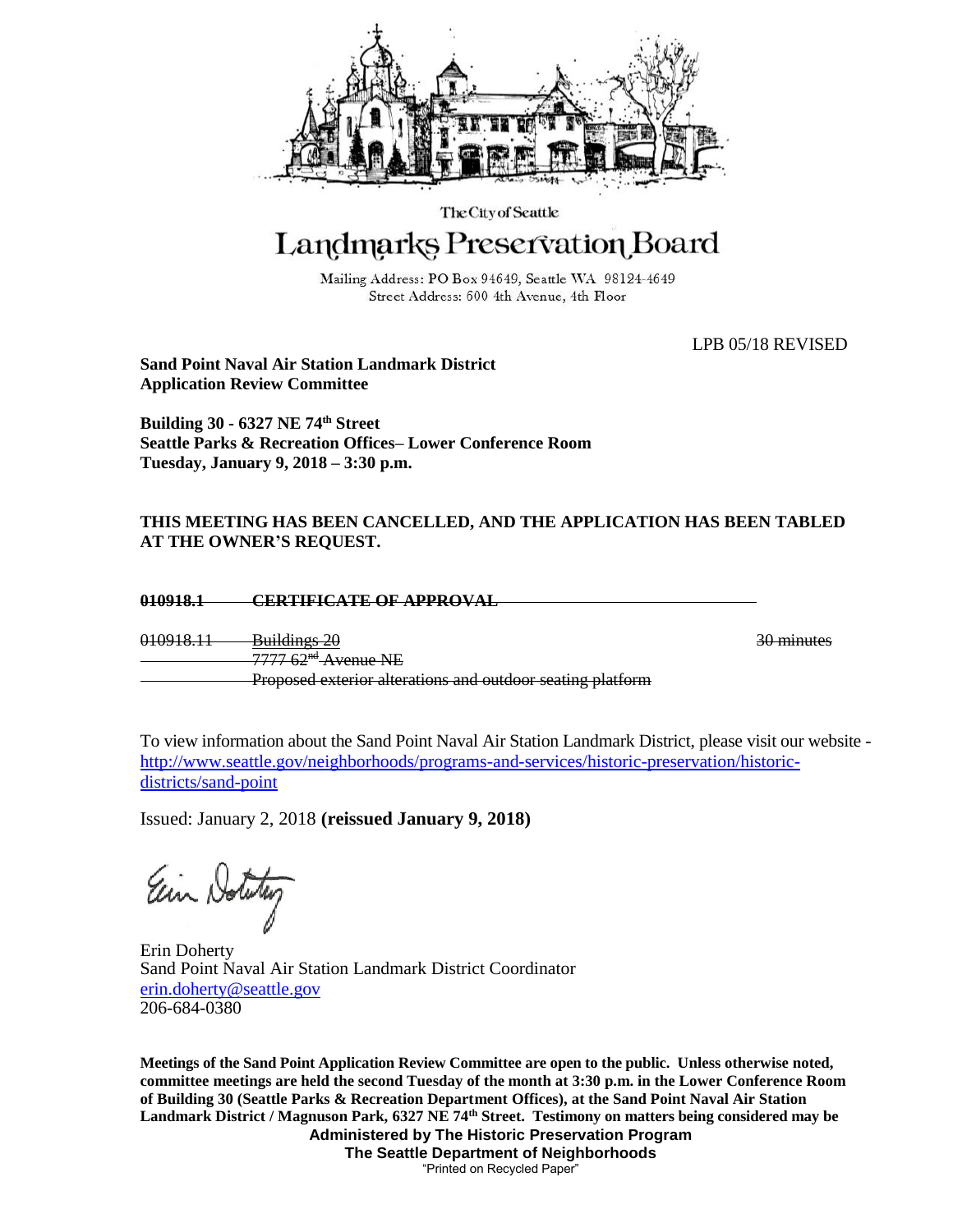The City of Seattle

# Landmarks Preservation Board

Mailing Address: PO Box 94649, Seattle WA 98124-4649
Street Address: 600 4th Avenue, 4th Floor

LPB 05/18 REVISED

**Sand Point Naval Air Station Landmark District**
**Application Review Committee**

**Building 30 - 6327 NE 74th Street**
**Seattle Parks & Recreation Offices– Lower Conference Room**
**Tuesday, January 9, 2018 – 3:30 p.m.**

**THIS MEETING HAS BEEN CANCELLED, AND THE APPLICATION HAS BEEN TABLED AT THE OWNER'S REQUEST.**

~~**010918.1 CERTIFICATE OF APPROVAL**~~

~~010918.11 Buildings 20~~ ~~30 minutes~~
~~7777 62nd Avenue NE~~
~~Proposed exterior alterations and outdoor seating platform~~

To view information about the Sand Point Naval Air Station Landmark District, please visit our website - http://www.seattle.gov/neighborhoods/programs-and-services/historic-preservation/historic-districts/sand-point

Issued: January 2, 2018 **(reissued January 9, 2018)**

Erin Doherty
Sand Point Naval Air Station Landmark District Coordinator
erin.doherty@seattle.gov
206-684-0380

**Meetings of the Sand Point Application Review Committee are open to the public. Unless otherwise noted, committee meetings are held the second Tuesday of the month at 3:30 p.m. in the Lower Conference Room of Building 30 (Seattle Parks & Recreation Department Offices), at the Sand Point Naval Air Station Landmark District / Magnuson Park, 6327 NE 74th Street. Testimony on matters being considered may be**

**Administered by The Historic Preservation Program**
**The Seattle Department of Neighborhoods**
"Printed on Recycled Paper"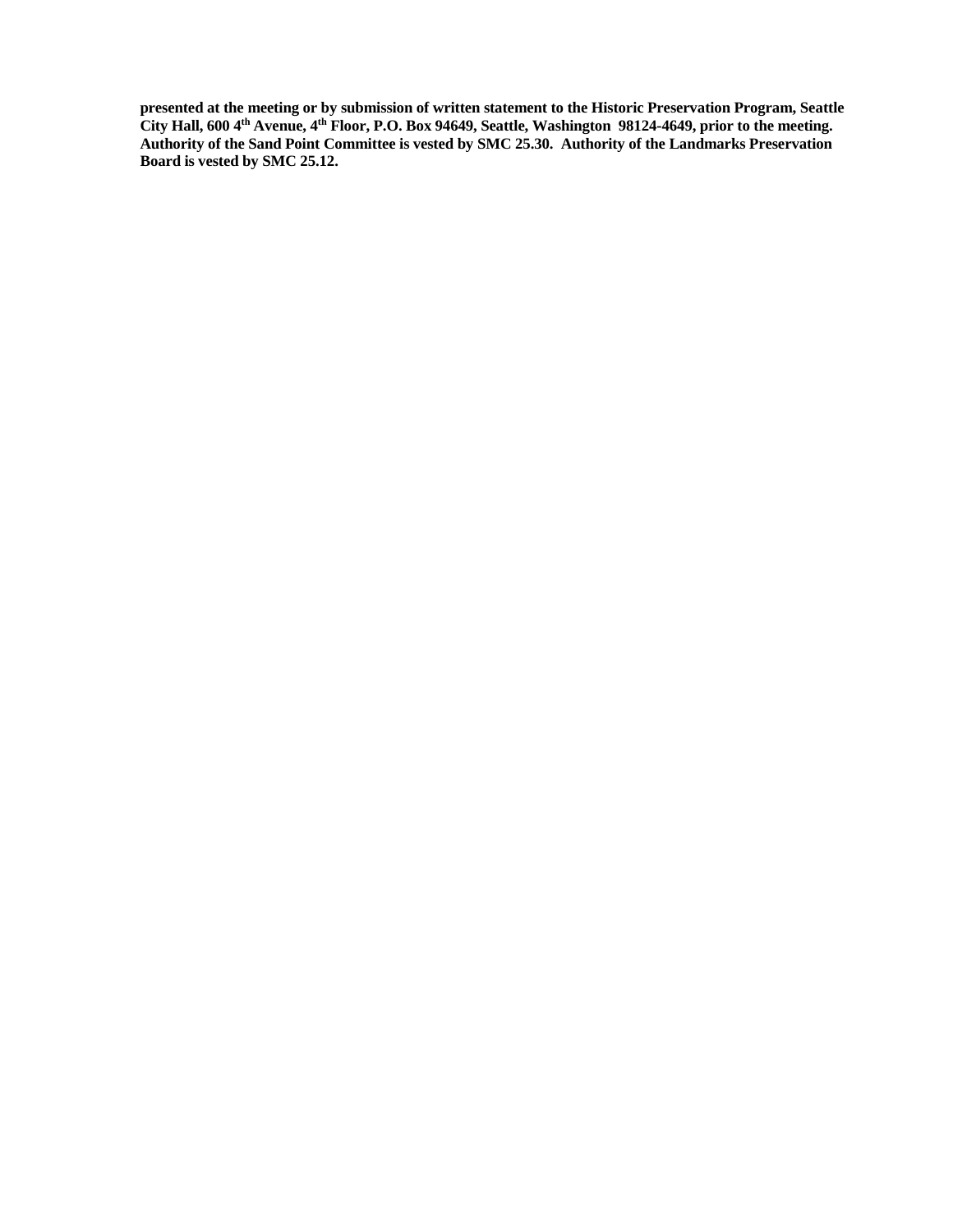**presented at the meeting or by submission of written statement to the Historic Preservation Program, Seattle City Hall, 600 4th Avenue, 4th Floor, P.O. Box 94649, Seattle, Washington 98124-4649, prior to the meeting. Authority of the Sand Point Committee is vested by SMC 25.30. Authority of the Landmarks Preservation Board is vested by SMC 25.12.**